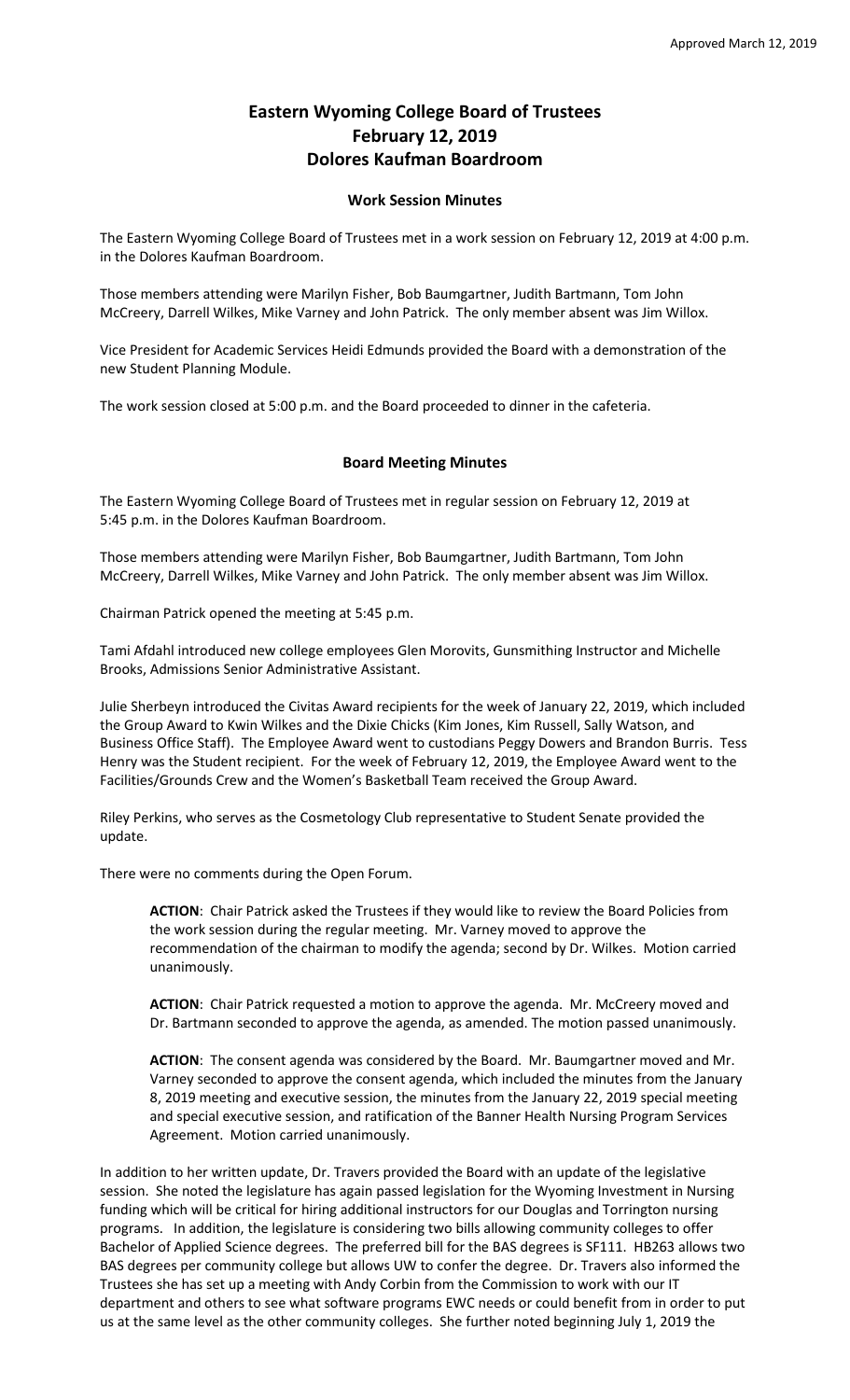Approved March 12, 2019

# Eastern Wyoming College Board of Trustees
# February 12, 2019
# Dolores Kaufman Boardroom

## Work Session Minutes

The Eastern Wyoming College Board of Trustees met in a work session on February 12, 2019 at 4:00 p.m. in the Dolores Kaufman Boardroom.

Those members attending were Marilyn Fisher, Bob Baumgartner, Judith Bartmann, Tom John McCreery, Darrell Wilkes, Mike Varney and John Patrick. The only member absent was Jim Willox.

Vice President for Academic Services Heidi Edmunds provided the Board with a demonstration of the new Student Planning Module.

The work session closed at 5:00 p.m. and the Board proceeded to dinner in the cafeteria.

## Board Meeting Minutes

The Eastern Wyoming College Board of Trustees met in regular session on February 12, 2019 at 5:45 p.m. in the Dolores Kaufman Boardroom.

Those members attending were Marilyn Fisher, Bob Baumgartner, Judith Bartmann, Tom John McCreery, Darrell Wilkes, Mike Varney and John Patrick. The only member absent was Jim Willox.

Chairman Patrick opened the meeting at 5:45 p.m.

Tami Afdahl introduced new college employees Glen Morovits, Gunsmithing Instructor and Michelle Brooks, Admissions Senior Administrative Assistant.

Julie Sherbeyn introduced the Civitas Award recipients for the week of January 22, 2019, which included the Group Award to Kwin Wilkes and the Dixie Chicks (Kim Jones, Kim Russell, Sally Watson, and Business Office Staff). The Employee Award went to custodians Peggy Dowers and Brandon Burris. Tess Henry was the Student recipient. For the week of February 12, 2019, the Employee Award went to the Facilities/Grounds Crew and the Women's Basketball Team received the Group Award.

Riley Perkins, who serves as the Cosmetology Club representative to Student Senate provided the update.

There were no comments during the Open Forum.

> **ACTION**: Chair Patrick asked the Trustees if they would like to review the Board Policies from the work session during the regular meeting. Mr. Varney moved to approve the recommendation of the chairman to modify the agenda; second by Dr. Wilkes. Motion carried unanimously.
>
> **ACTION**: Chair Patrick requested a motion to approve the agenda. Mr. McCreery moved and Dr. Bartmann seconded to approve the agenda, as amended. The motion passed unanimously.
>
> **ACTION**: The consent agenda was considered by the Board. Mr. Baumgartner moved and Mr. Varney seconded to approve the consent agenda, which included the minutes from the January 8, 2019 meeting and executive session, the minutes from the January 22, 2019 special meeting and special executive session, and ratification of the Banner Health Nursing Program Services Agreement. Motion carried unanimously.

In addition to her written update, Dr. Travers provided the Board with an update of the legislative session. She noted the legislature has again passed legislation for the Wyoming Investment in Nursing funding which will be critical for hiring additional instructors for our Douglas and Torrington nursing programs. In addition, the legislature is considering two bills allowing community colleges to offer Bachelor of Applied Science degrees. The preferred bill for the BAS degrees is SF111. HB263 allows two BAS degrees per community college but allows UW to confer the degree. Dr. Travers also informed the Trustees she has set up a meeting with Andy Corbin from the Commission to work with our IT department and others to see what software programs EWC needs or could benefit from in order to put us at the same level as the other community colleges. She further noted beginning July 1, 2019 the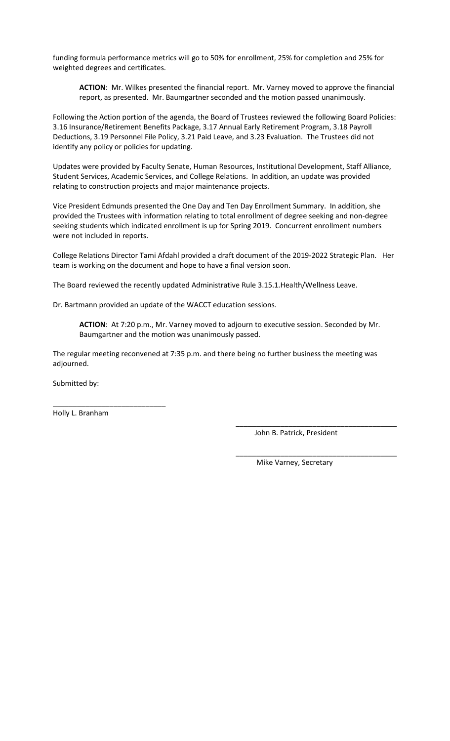funding formula performance metrics will go to 50% for enrollment, 25% for completion and 25% for weighted degrees and certificates.

> **ACTION**: Mr. Wilkes presented the financial report. Mr. Varney moved to approve the financial report, as presented. Mr. Baumgartner seconded and the motion passed unanimously.

Following the Action portion of the agenda, the Board of Trustees reviewed the following Board Policies: 3.16 Insurance/Retirement Benefits Package, 3.17 Annual Early Retirement Program, 3.18 Payroll Deductions, 3.19 Personnel File Policy, 3.21 Paid Leave, and 3.23 Evaluation. The Trustees did not identify any policy or policies for updating.

Updates were provided by Faculty Senate, Human Resources, Institutional Development, Staff Alliance, Student Services, Academic Services, and College Relations. In addition, an update was provided relating to construction projects and major maintenance projects.

Vice President Edmunds presented the One Day and Ten Day Enrollment Summary. In addition, she provided the Trustees with information relating to total enrollment of degree seeking and non-degree seeking students which indicated enrollment is up for Spring 2019. Concurrent enrollment numbers were not included in reports.

College Relations Director Tami Afdahl provided a draft document of the 2019-2022 Strategic Plan. Her team is working on the document and hope to have a final version soon.

The Board reviewed the recently updated Administrative Rule 3.15.1.Health/Wellness Leave.

Dr. Bartmann provided an update of the WACCT education sessions.

> **ACTION**: At 7:20 p.m., Mr. Varney moved to adjourn to executive session. Seconded by Mr. Baumgartner and the motion was unanimously passed.

The regular meeting reconvened at 7:35 p.m. and there being no further business the meeting was adjourned.

Submitted by:

\_\_\_\_\_\_\_\_\_\_\_\_\_\_\_\_\_\_\_\_\_\_\_\_\_\_\_\_

Holly L. Branham

\_\_\_\_\_\_\_\_\_\_\_\_\_\_\_\_\_\_\_\_\_\_\_\_\_\_\_\_\_\_\_\_\_\_\_\_\_\_\_\_

John B. Patrick, President

\_\_\_\_\_\_\_\_\_\_\_\_\_\_\_\_\_\_\_\_\_\_\_\_\_\_\_\_\_\_\_\_\_\_\_\_\_\_\_\_

Mike Varney, Secretary